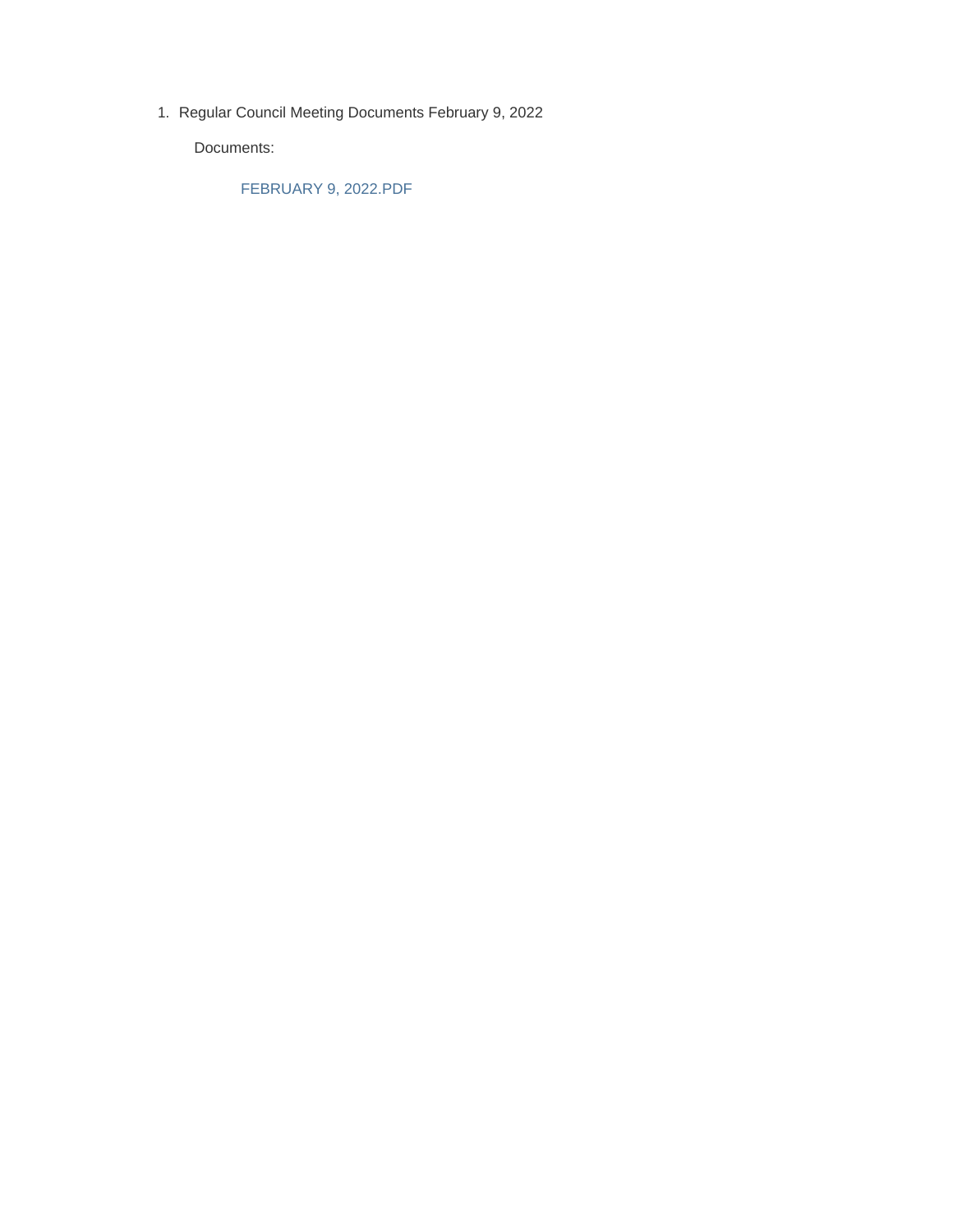1. Regular Council Meeting Documents February 9, 2022

   Documents:

   FEBRUARY 9, 2022.PDF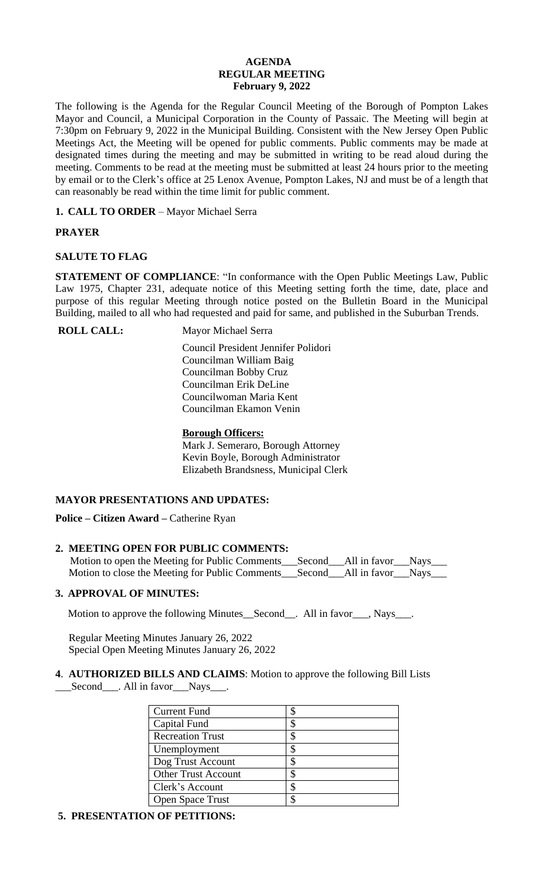**AGENDA**
**REGULAR MEETING**
**February 9, 2022**

The following is the Agenda for the Regular Council Meeting of the Borough of Pompton Lakes Mayor and Council, a Municipal Corporation in the County of Passaic. The Meeting will begin at 7:30pm on February 9, 2022 in the Municipal Building. Consistent with the New Jersey Open Public Meetings Act, the Meeting will be opened for public comments. Public comments may be made at designated times during the meeting and may be submitted in writing to be read aloud during the meeting. Comments to be read at the meeting must be submitted at least 24 hours prior to the meeting by email or to the Clerk's office at 25 Lenox Avenue, Pompton Lakes, NJ and must be of a length that can reasonably be read within the time limit for public comment.

**1. CALL TO ORDER** – Mayor Michael Serra

**PRAYER**

**SALUTE TO FLAG**

**STATEMENT OF COMPLIANCE**: "In conformance with the Open Public Meetings Law, Public Law 1975, Chapter 231, adequate notice of this Meeting setting forth the time, date, place and purpose of this regular Meeting through notice posted on the Bulletin Board in the Municipal Building, mailed to all who had requested and paid for same, and published in the Suburban Trends.

**ROLL CALL:** Mayor Michael Serra

Council President Jennifer Polidori
Councilman William Baig
Councilman Bobby Cruz
Councilman Erik DeLine
Councilwoman Maria Kent
Councilman Ekamon Venin

**Borough Officers:**
Mark J. Semeraro, Borough Attorney
Kevin Boyle, Borough Administrator
Elizabeth Brandsness, Municipal Clerk

**MAYOR PRESENTATIONS AND UPDATES:**

**Police – Citizen Award –** Catherine Ryan

**2. MEETING OPEN FOR PUBLIC COMMENTS:**

Motion to open the Meeting for Public Comments___Second___All in favor___Nays___
Motion to close the Meeting for Public Comments___Second___All in favor___Nays___

**3. APPROVAL OF MINUTES:**

Motion to approve the following Minutes__Second__. All in favor___, Nays___.

Regular Meeting Minutes January 26, 2022
Special Open Meeting Minutes January 26, 2022

**4. AUTHORIZED BILLS AND CLAIMS**: Motion to approve the following Bill Lists ___Second___. All in favor___Nays___.

| | |
|---|---|
| Current Fund | $ |
| Capital Fund | $ |
| Recreation Trust | $ |
| Unemployment | $ |
| Dog Trust Account | $ |
| Other Trust Account | $ |
| Clerk's Account | $ |
| Open Space Trust | $ |

**5. PRESENTATION OF PETITIONS:**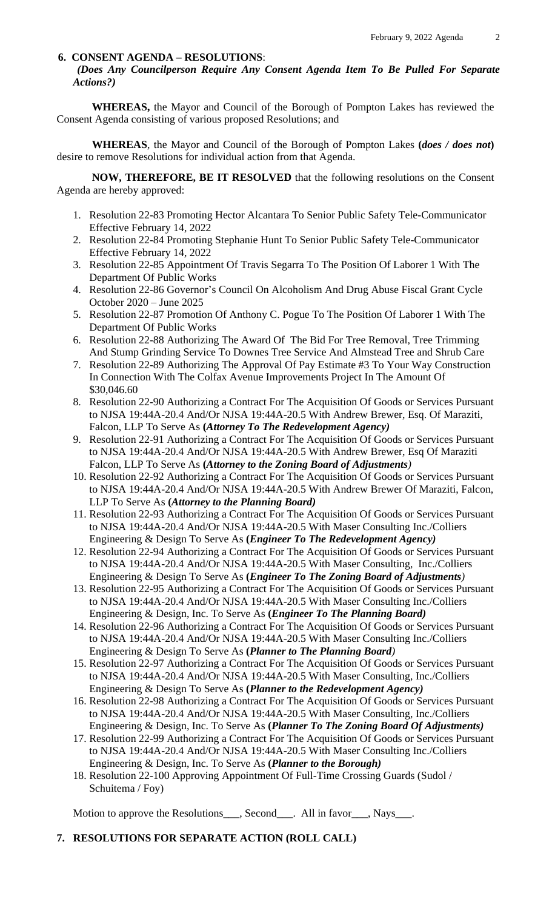## 6. CONSENT AGENDA – RESOLUTIONS:

***(Does Any Councilperson Require Any Consent Agenda Item To Be Pulled For Separate Actions?)***

**WHEREAS,** the Mayor and Council of the Borough of Pompton Lakes has reviewed the Consent Agenda consisting of various proposed Resolutions; and

**WHEREAS**, the Mayor and Council of the Borough of Pompton Lakes **(*does / does not*)** desire to remove Resolutions for individual action from that Agenda.

**NOW, THEREFORE, BE IT RESOLVED** that the following resolutions on the Consent Agenda are hereby approved:

1. Resolution 22-83 Promoting Hector Alcantara To Senior Public Safety Tele-Communicator Effective February 14, 2022
2. Resolution 22-84 Promoting Stephanie Hunt To Senior Public Safety Tele-Communicator Effective February 14, 2022
3. Resolution 22-85 Appointment Of Travis Segarra To The Position Of Laborer 1 With The Department Of Public Works
4. Resolution 22-86 Governor's Council On Alcoholism And Drug Abuse Fiscal Grant Cycle October 2020 – June 2025
5. Resolution 22-87 Promotion Of Anthony C. Pogue To The Position Of Laborer 1 With The Department Of Public Works
6. Resolution 22-88 Authorizing The Award Of The Bid For Tree Removal, Tree Trimming And Stump Grinding Service To Downes Tree Service And Almstead Tree and Shrub Care
7. Resolution 22-89 Authorizing The Approval Of Pay Estimate #3 To Your Way Construction In Connection With The Colfax Avenue Improvements Project In The Amount Of $30,046.60
8. Resolution 22-90 Authorizing a Contract For The Acquisition Of Goods or Services Pursuant to NJSA 19:44A-20.4 And/Or NJSA 19:44A-20.5 With Andrew Brewer, Esq. Of Maraziti, Falcon, LLP To Serve As **(*Attorney To The Redevelopment Agency)***
9. Resolution 22-91 Authorizing a Contract For The Acquisition Of Goods or Services Pursuant to NJSA 19:44A-20.4 And/Or NJSA 19:44A-20.5 With Andrew Brewer, Esq Of Maraziti Falcon, LLP To Serve As **(*Attorney to the Zoning Board of Adjustments)***
10. Resolution 22-92 Authorizing a Contract For The Acquisition Of Goods or Services Pursuant to NJSA 19:44A-20.4 And/Or NJSA 19:44A-20.5 With Andrew Brewer Of Maraziti, Falcon, LLP To Serve As **(*Attorney to the Planning Board)***
11. Resolution 22-93 Authorizing a Contract For The Acquisition Of Goods or Services Pursuant to NJSA 19:44A-20.4 And/Or NJSA 19:44A-20.5 With Maser Consulting Inc./Colliers Engineering & Design To Serve As **(*Engineer To The Redevelopment Agency)***
12. Resolution 22-94 Authorizing a Contract For The Acquisition Of Goods or Services Pursuant to NJSA 19:44A-20.4 And/Or NJSA 19:44A-20.5 With Maser Consulting, Inc./Colliers Engineering & Design To Serve As **(*Engineer To The Zoning Board of Adjustments)***
13. Resolution 22-95 Authorizing a Contract For The Acquisition Of Goods or Services Pursuant to NJSA 19:44A-20.4 And/Or NJSA 19:44A-20.5 With Maser Consulting Inc./Colliers Engineering & Design, Inc. To Serve As **(*Engineer To The Planning Board)***
14. Resolution 22-96 Authorizing a Contract For The Acquisition Of Goods or Services Pursuant to NJSA 19:44A-20.4 And/Or NJSA 19:44A-20.5 With Maser Consulting Inc./Colliers Engineering & Design To Serve As **(*Planner to The Planning Board)***
15. Resolution 22-97 Authorizing a Contract For The Acquisition Of Goods or Services Pursuant to NJSA 19:44A-20.4 And/Or NJSA 19:44A-20.5 With Maser Consulting, Inc./Colliers Engineering & Design To Serve As **(*Planner to the Redevelopment Agency)***
16. Resolution 22-98 Authorizing a Contract For The Acquisition Of Goods or Services Pursuant to NJSA 19:44A-20.4 And/Or NJSA 19:44A-20.5 With Maser Consulting, Inc./Colliers Engineering & Design, Inc. To Serve As **(*Planner To The Zoning Board Of Adjustments)***
17. Resolution 22-99 Authorizing a Contract For The Acquisition Of Goods or Services Pursuant to NJSA 19:44A-20.4 And/Or NJSA 19:44A-20.5 With Maser Consulting Inc./Colliers Engineering & Design, Inc. To Serve As **(*Planner to the Borough)***
18. Resolution 22-100 Approving Appointment Of Full-Time Crossing Guards (Sudol / Schuitema / Foy)

Motion to approve the Resolutions___, Second___. All in favor___, Nays___.

## 7. RESOLUTIONS FOR SEPARATE ACTION (ROLL CALL)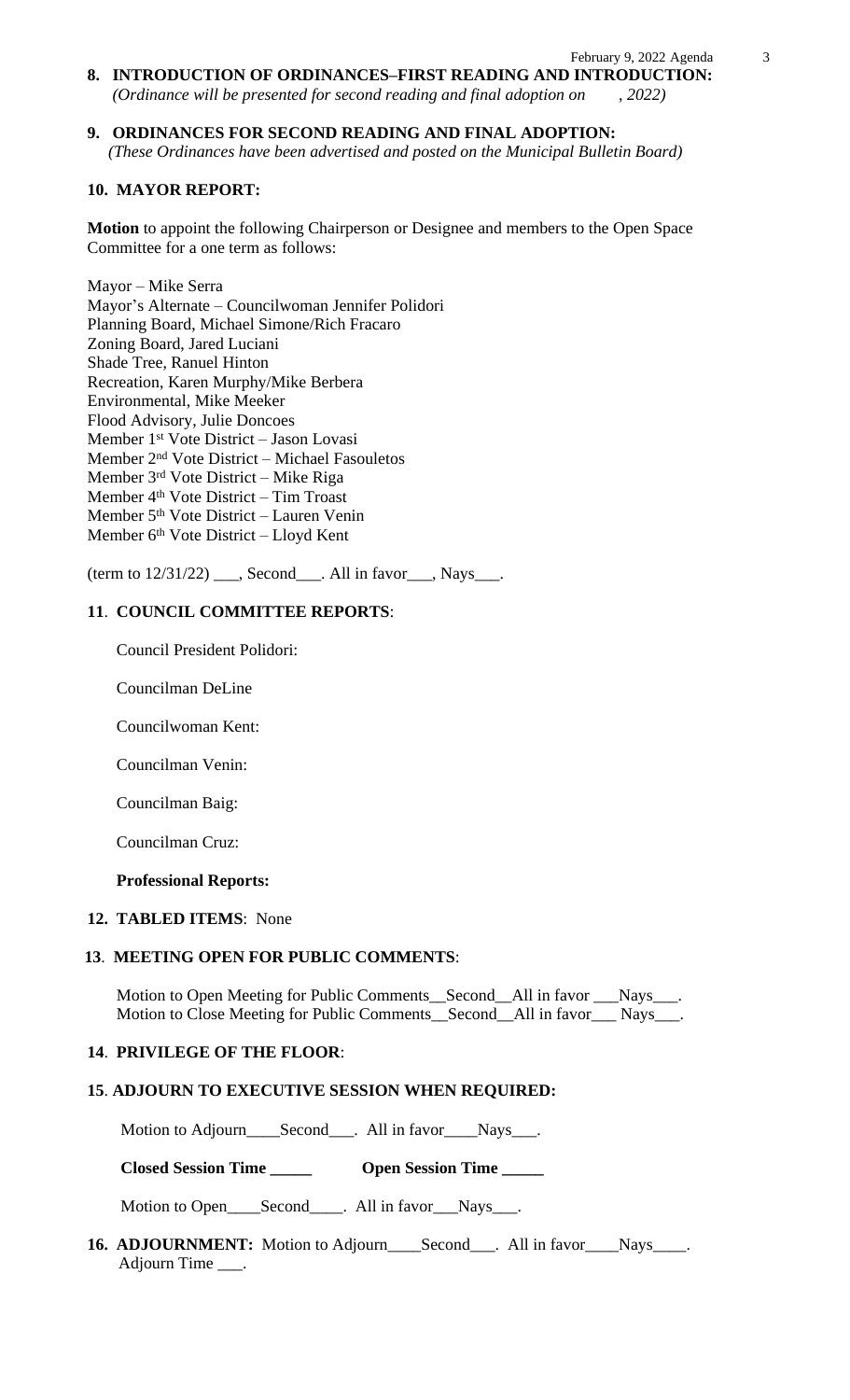**8. INTRODUCTION OF ORDINANCES–FIRST READING AND INTRODUCTION:**
*(Ordinance will be presented for second reading and final adoption on , 2022)*

**9. ORDINANCES FOR SECOND READING AND FINAL ADOPTION:**
*(These Ordinances have been advertised and posted on the Municipal Bulletin Board)*

**10. MAYOR REPORT:**

**Motion** to appoint the following Chairperson or Designee and members to the Open Space Committee for a one term as follows:

Mayor – Mike Serra
Mayor's Alternate – Councilwoman Jennifer Polidori
Planning Board, Michael Simone/Rich Fracaro
Zoning Board, Jared Luciani
Shade Tree, Ranuel Hinton
Recreation, Karen Murphy/Mike Berbera
Environmental, Mike Meeker
Flood Advisory, Julie Doncoes
Member 1st Vote District – Jason Lovasi
Member 2nd Vote District – Michael Fasouletos
Member 3rd Vote District – Mike Riga
Member 4th Vote District – Tim Troast
Member 5th Vote District – Lauren Venin
Member 6th Vote District – Lloyd Kent

(term to 12/31/22) ___, Second___. All in favor___, Nays___.

**11. COUNCIL COMMITTEE REPORTS**:

Council President Polidori:

Councilman DeLine

Councilwoman Kent:

Councilman Venin:

Councilman Baig:

Councilman Cruz:

**Professional Reports:**

**12. TABLED ITEMS**: None

**13. MEETING OPEN FOR PUBLIC COMMENTS**:

Motion to Open Meeting for Public Comments__Second__All in favor ___Nays___.
Motion to Close Meeting for Public Comments__Second__All in favor___ Nays___.

**14. PRIVILEGE OF THE FLOOR**:

**15. ADJOURN TO EXECUTIVE SESSION WHEN REQUIRED:**

Motion to Adjourn____Second___. All in favor____Nays___.

**Closed Session Time _____** **Open Session Time _____**

Motion to Open____Second____. All in favor___Nays___.

**16. ADJOURNMENT:** Motion to Adjourn____Second___. All in favor____Nays____.
Adjourn Time ___.